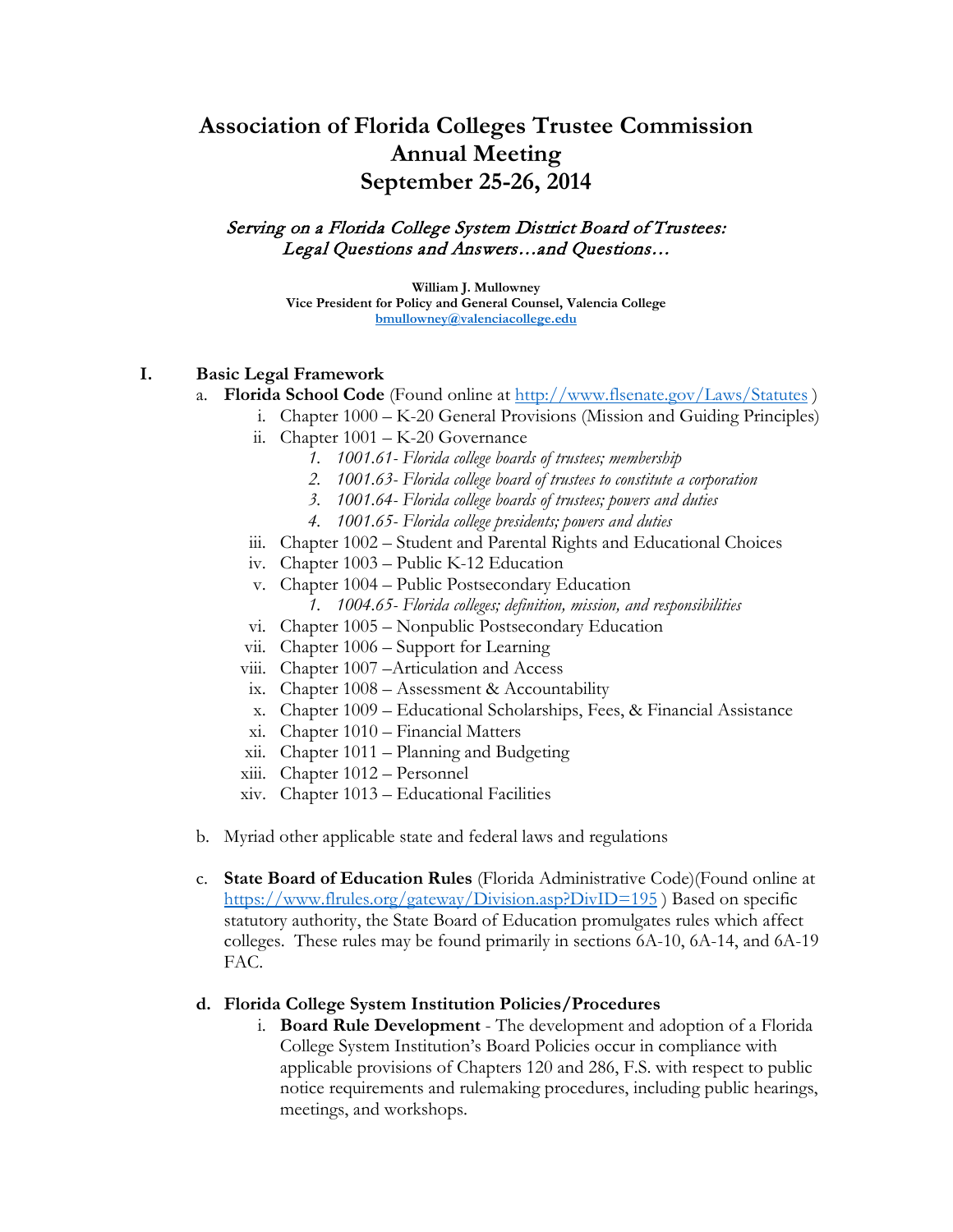# Association of Florida Colleges Trustee Commission Annual Meeting September 25-26, 2014

*Serving on a Florida College System District Board of Trustees: Legal Questions and Answers…and Questions…*

**William J. Mullowney**
**Vice President for Policy and General Counsel, Valencia College**
**bmullowney@valenciacollege.edu**

## I. Basic Legal Framework

a. **Florida School Code** (Found online at http://www.flsenate.gov/Laws/Statutes )
   i. Chapter 1000 – K-20 General Provisions (Mission and Guiding Principles)
   ii. Chapter 1001 – K-20 Governance
      1. *1001.61- Florida college boards of trustees; membership*
      2. *1001.63- Florida college board of trustees to constitute a corporation*
      3. *1001.64- Florida college boards of trustees; powers and duties*
      4. *1001.65- Florida college presidents; powers and duties*
   iii. Chapter 1002 – Student and Parental Rights and Educational Choices
   iv. Chapter 1003 – Public K-12 Education
   v. Chapter 1004 – Public Postsecondary Education
      1. *1004.65- Florida colleges; definition, mission, and responsibilities*
   vi. Chapter 1005 – Nonpublic Postsecondary Education
   vii. Chapter 1006 – Support for Learning
   viii. Chapter 1007 –Articulation and Access
   ix. Chapter 1008 – Assessment & Accountability
   x. Chapter 1009 – Educational Scholarships, Fees, & Financial Assistance
   xi. Chapter 1010 – Financial Matters
   xii. Chapter 1011 – Planning and Budgeting
   xiii. Chapter 1012 – Personnel
   xiv. Chapter 1013 – Educational Facilities

b. Myriad other applicable state and federal laws and regulations

c. **State Board of Education Rules** (Florida Administrative Code)(Found online at https://www.flrules.org/gateway/Division.asp?DivID=195 ) Based on specific statutory authority, the State Board of Education promulgates rules which affect colleges. These rules may be found primarily in sections 6A-10, 6A-14, and 6A-19 FAC.

d. **Florida College System Institution Policies/Procedures**
   i. **Board Rule Development** - The development and adoption of a Florida College System Institution's Board Policies occur in compliance with applicable provisions of Chapters 120 and 286, F.S. with respect to public notice requirements and rulemaking procedures, including public hearings, meetings, and workshops.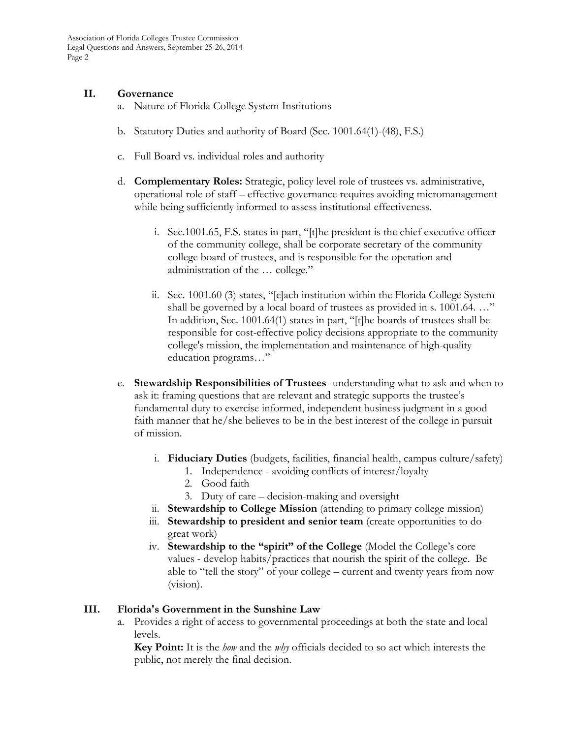## II. Governance

a. Nature of Florida College System Institutions

b. Statutory Duties and authority of Board (Sec. 1001.64(1)-(48), F.S.)

c. Full Board vs. individual roles and authority

d. **Complementary Roles:** Strategic, policy level role of trustees vs. administrative, operational role of staff – effective governance requires avoiding micromanagement while being sufficiently informed to assess institutional effectiveness.

   i. Sec.1001.65, F.S. states in part, "[t]he president is the chief executive officer of the community college, shall be corporate secretary of the community college board of trustees, and is responsible for the operation and administration of the … college."

   ii. Sec. 1001.60 (3) states, "[e]ach institution within the Florida College System shall be governed by a local board of trustees as provided in s. 1001.64. …" In addition, Sec. 1001.64(1) states in part, "[t]he boards of trustees shall be responsible for cost-effective policy decisions appropriate to the community college's mission, the implementation and maintenance of high-quality education programs…"

e. **Stewardship Responsibilities of Trustees**- understanding what to ask and when to ask it: framing questions that are relevant and strategic supports the trustee's fundamental duty to exercise informed, independent business judgment in a good faith manner that he/she believes to be in the best interest of the college in pursuit of mission.

   i. **Fiduciary Duties** (budgets, facilities, financial health, campus culture/safety)
      1. Independence - avoiding conflicts of interest/loyalty
      2. Good faith
      3. Duty of care – decision-making and oversight

   ii. **Stewardship to College Mission** (attending to primary college mission)

   iii. **Stewardship to president and senior team** (create opportunities to do great work)

   iv. **Stewardship to the "spirit" of the College** (Model the College's core values - develop habits/practices that nourish the spirit of the college. Be able to "tell the story" of your college – current and twenty years from now (vision).

## III. Florida's Government in the Sunshine Law

a. Provides a right of access to governmental proceedings at both the state and local levels.
   **Key Point:** It is the *how* and the *why* officials decided to so act which interests the public, not merely the final decision.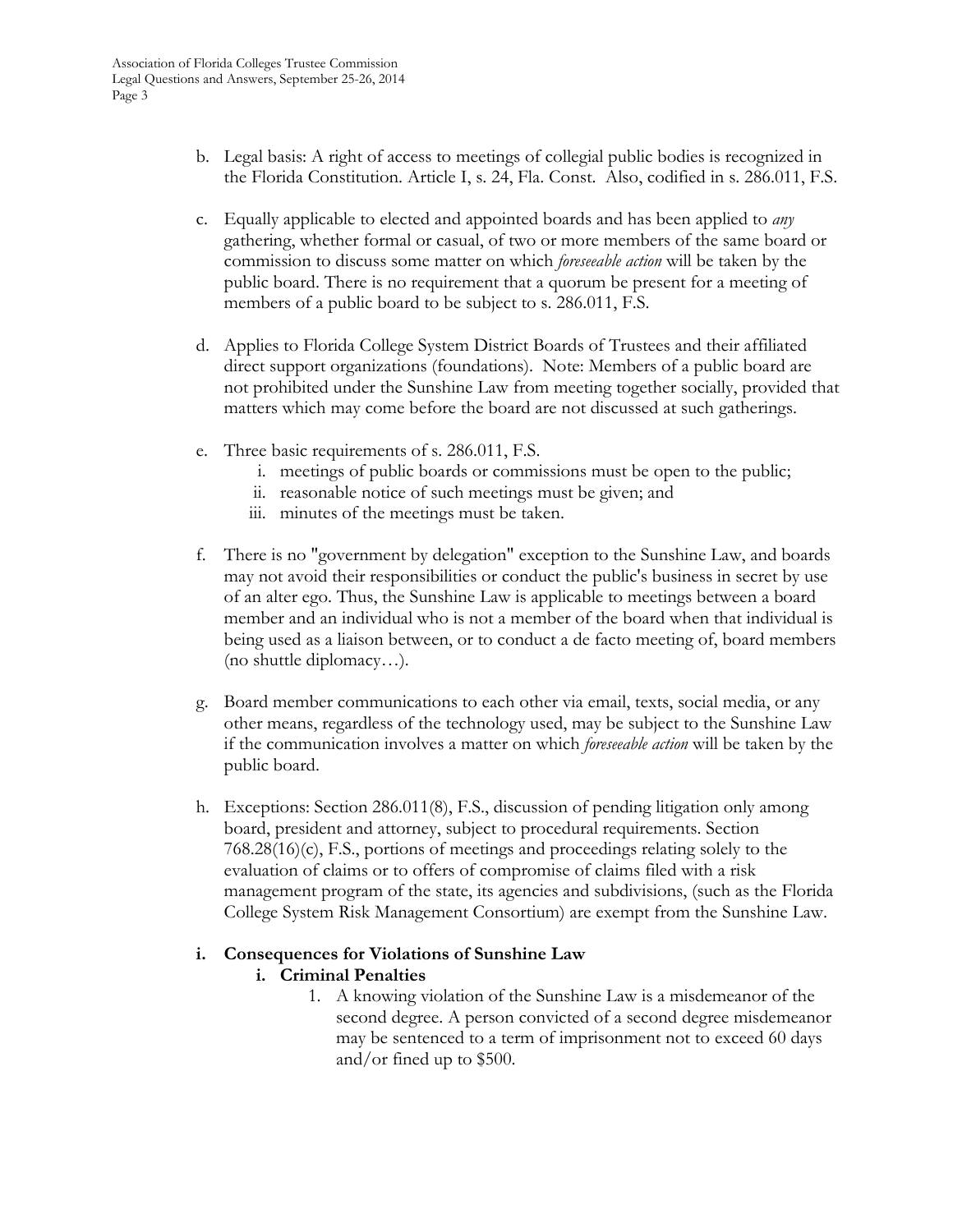b. Legal basis: A right of access to meetings of collegial public bodies is recognized in the Florida Constitution. Article I, s. 24, Fla. Const. Also, codified in s. 286.011, F.S.

c. Equally applicable to elected and appointed boards and has been applied to *any* gathering, whether formal or casual, of two or more members of the same board or commission to discuss some matter on which *foreseeable action* will be taken by the public board. There is no requirement that a quorum be present for a meeting of members of a public board to be subject to s. 286.011, F.S.

d. Applies to Florida College System District Boards of Trustees and their affiliated direct support organizations (foundations). Note: Members of a public board are not prohibited under the Sunshine Law from meeting together socially, provided that matters which may come before the board are not discussed at such gatherings.

e. Three basic requirements of s. 286.011, F.S.
   i. meetings of public boards or commissions must be open to the public;
   ii. reasonable notice of such meetings must be given; and
   iii. minutes of the meetings must be taken.

f. There is no "government by delegation" exception to the Sunshine Law, and boards may not avoid their responsibilities or conduct the public's business in secret by use of an alter ego. Thus, the Sunshine Law is applicable to meetings between a board member and an individual who is not a member of the board when that individual is being used as a liaison between, or to conduct a de facto meeting of, board members (no shuttle diplomacy…).

g. Board member communications to each other via email, texts, social media, or any other means, regardless of the technology used, may be subject to the Sunshine Law if the communication involves a matter on which *foreseeable action* will be taken by the public board.

h. Exceptions: Section 286.011(8), F.S., discussion of pending litigation only among board, president and attorney, subject to procedural requirements. Section 768.28(16)(c), F.S., portions of meetings and proceedings relating solely to the evaluation of claims or to offers of compromise of claims filed with a risk management program of the state, its agencies and subdivisions, (such as the Florida College System Risk Management Consortium) are exempt from the Sunshine Law.

**i. Consequences for Violations of Sunshine Law**

**i. Criminal Penalties**

1. A knowing violation of the Sunshine Law is a misdemeanor of the second degree. A person convicted of a second degree misdemeanor may be sentenced to a term of imprisonment not to exceed 60 days and/or fined up to $500.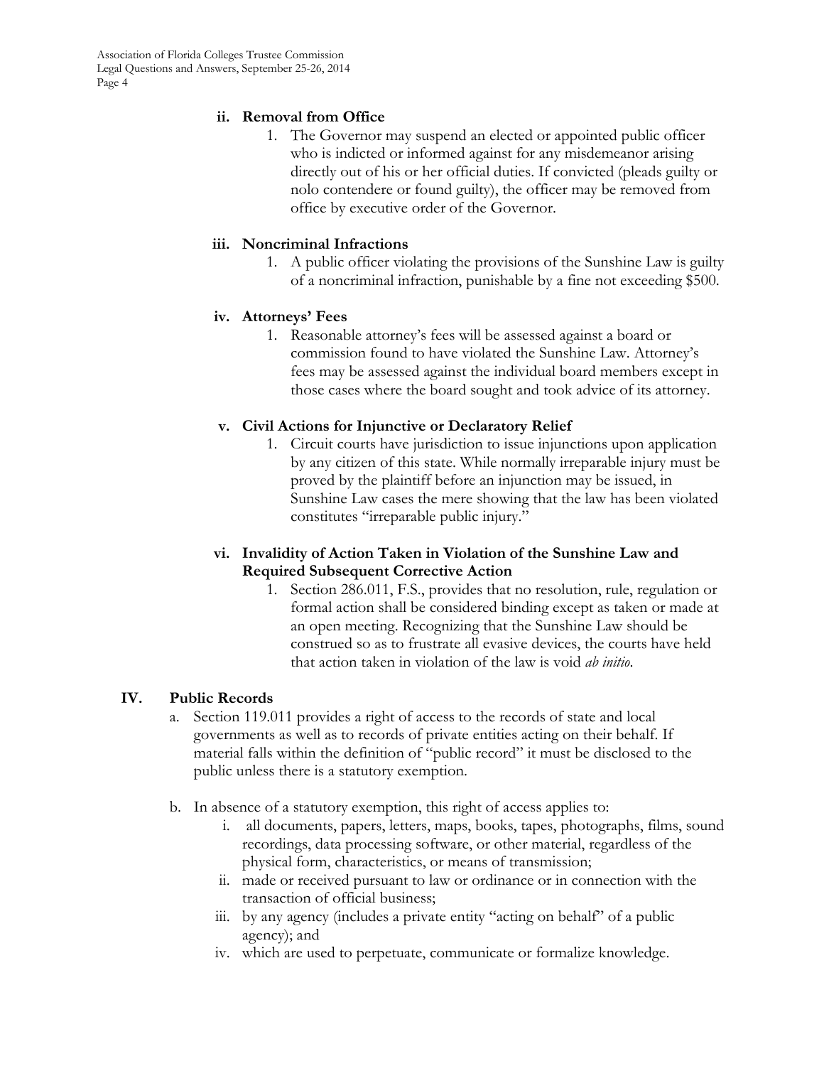**ii. Removal from Office**

1. The Governor may suspend an elected or appointed public officer who is indicted or informed against for any misdemeanor arising directly out of his or her official duties. If convicted (pleads guilty or nolo contendere or found guilty), the officer may be removed from office by executive order of the Governor.

**iii. Noncriminal Infractions**

1. A public officer violating the provisions of the Sunshine Law is guilty of a noncriminal infraction, punishable by a fine not exceeding $500.

**iv. Attorneys' Fees**

1. Reasonable attorney's fees will be assessed against a board or commission found to have violated the Sunshine Law. Attorney's fees may be assessed against the individual board members except in those cases where the board sought and took advice of its attorney.

**v. Civil Actions for Injunctive or Declaratory Relief**

1. Circuit courts have jurisdiction to issue injunctions upon application by any citizen of this state. While normally irreparable injury must be proved by the plaintiff before an injunction may be issued, in Sunshine Law cases the mere showing that the law has been violated constitutes "irreparable public injury."

**vi. Invalidity of Action Taken in Violation of the Sunshine Law and Required Subsequent Corrective Action**

1. Section 286.011, F.S., provides that no resolution, rule, regulation or formal action shall be considered binding except as taken or made at an open meeting. Recognizing that the Sunshine Law should be construed so as to frustrate all evasive devices, the courts have held that action taken in violation of the law is void *ab initio*.

## IV. Public Records

a. Section 119.011 provides a right of access to the records of state and local governments as well as to records of private entities acting on their behalf. If material falls within the definition of "public record" it must be disclosed to the public unless there is a statutory exemption.

b. In absence of a statutory exemption, this right of access applies to:

   i. all documents, papers, letters, maps, books, tapes, photographs, films, sound recordings, data processing software, or other material, regardless of the physical form, characteristics, or means of transmission;

   ii. made or received pursuant to law or ordinance or in connection with the transaction of official business;

   iii. by any agency (includes a private entity "acting on behalf" of a public agency); and

   iv. which are used to perpetuate, communicate or formalize knowledge.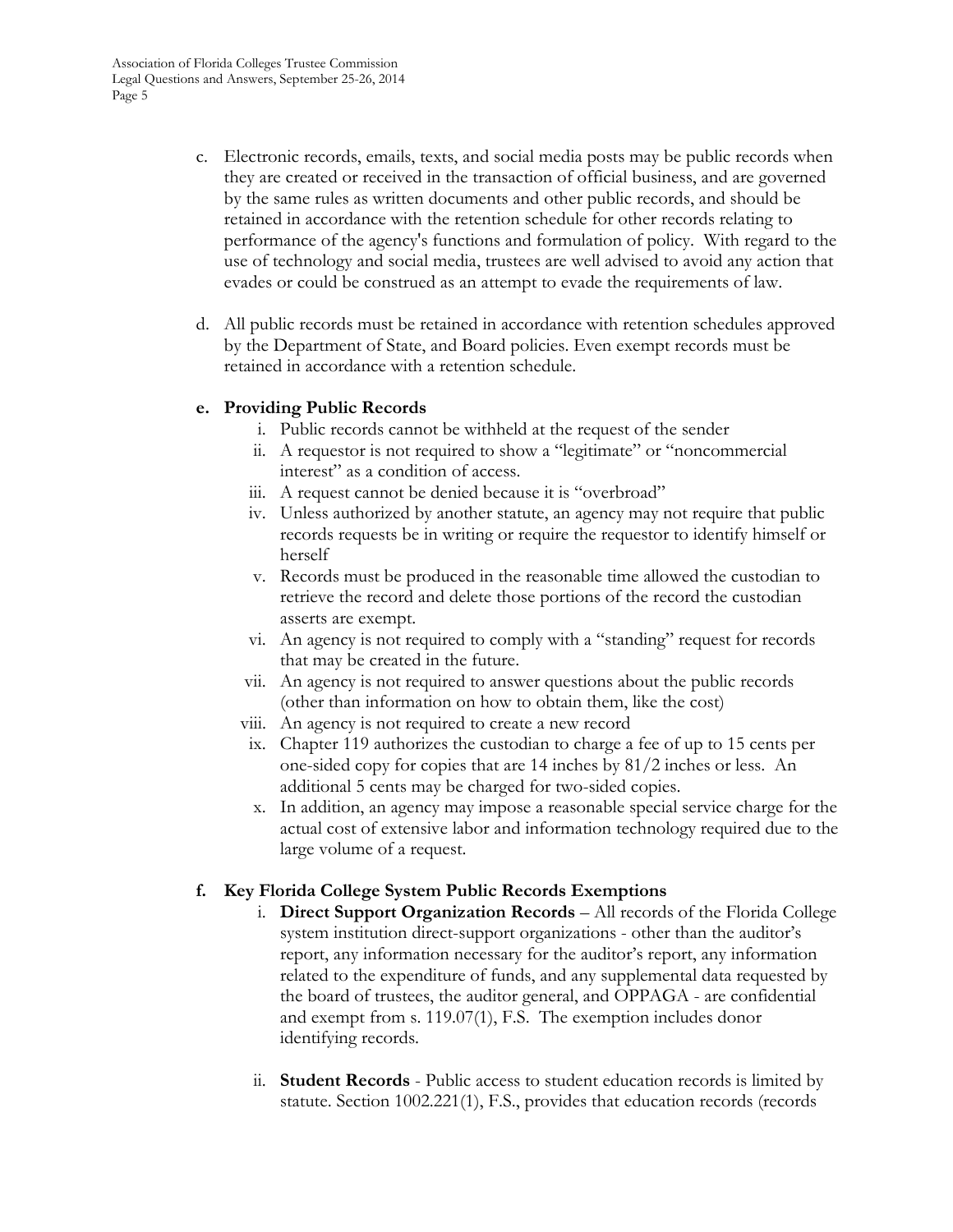c. Electronic records, emails, texts, and social media posts may be public records when they are created or received in the transaction of official business, and are governed by the same rules as written documents and other public records, and should be retained in accordance with the retention schedule for other records relating to performance of the agency's functions and formulation of policy. With regard to the use of technology and social media, trustees are well advised to avoid any action that evades or could be construed as an attempt to evade the requirements of law.

d. All public records must be retained in accordance with retention schedules approved by the Department of State, and Board policies. Even exempt records must be retained in accordance with a retention schedule.

**e. Providing Public Records**

i. Public records cannot be withheld at the request of the sender
ii. A requestor is not required to show a "legitimate" or "noncommercial interest" as a condition of access.
iii. A request cannot be denied because it is "overbroad"
iv. Unless authorized by another statute, an agency may not require that public records requests be in writing or require the requestor to identify himself or herself
v. Records must be produced in the reasonable time allowed the custodian to retrieve the record and delete those portions of the record the custodian asserts are exempt.
vi. An agency is not required to comply with a "standing" request for records that may be created in the future.
vii. An agency is not required to answer questions about the public records (other than information on how to obtain them, like the cost)
viii. An agency is not required to create a new record
ix. Chapter 119 authorizes the custodian to charge a fee of up to 15 cents per one-sided copy for copies that are 14 inches by 81/2 inches or less. An additional 5 cents may be charged for two-sided copies.
x. In addition, an agency may impose a reasonable special service charge for the actual cost of extensive labor and information technology required due to the large volume of a request.

**f. Key Florida College System Public Records Exemptions**

i. **Direct Support Organization Records** – All records of the Florida College system institution direct-support organizations - other than the auditor's report, any information necessary for the auditor's report, any information related to the expenditure of funds, and any supplemental data requested by the board of trustees, the auditor general, and OPPAGA - are confidential and exempt from s. 119.07(1), F.S. The exemption includes donor identifying records.

ii. **Student Records** - Public access to student education records is limited by statute. Section 1002.221(1), F.S., provides that education records (records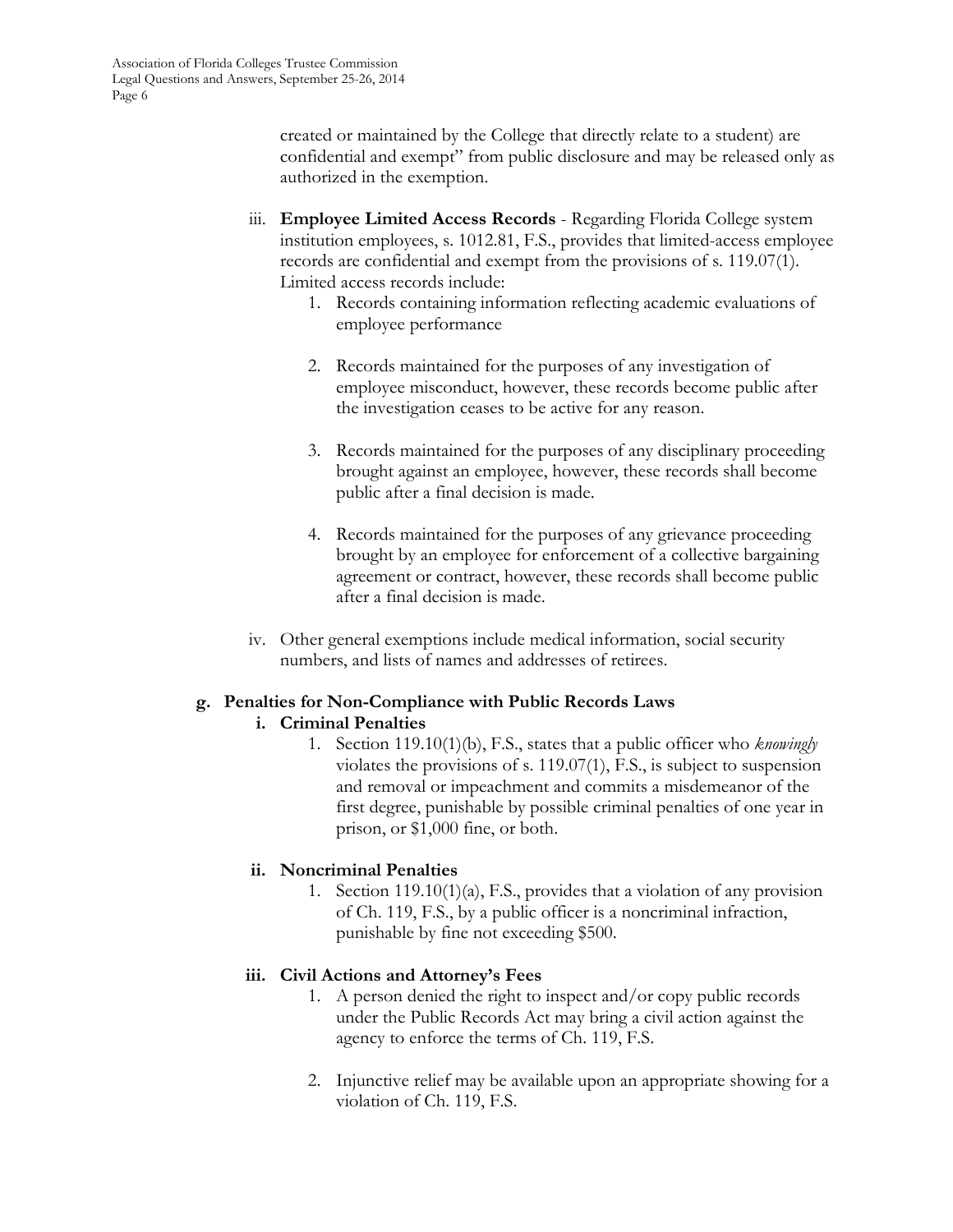created or maintained by the College that directly relate to a student) are confidential and exempt" from public disclosure and may be released only as authorized in the exemption.

iii. **Employee Limited Access Records** - Regarding Florida College system institution employees, s. 1012.81, F.S., provides that limited-access employee records are confidential and exempt from the provisions of s. 119.07(1). Limited access records include:

1. Records containing information reflecting academic evaluations of employee performance
2. Records maintained for the purposes of any investigation of employee misconduct, however, these records become public after the investigation ceases to be active for any reason.
3. Records maintained for the purposes of any disciplinary proceeding brought against an employee, however, these records shall become public after a final decision is made.
4. Records maintained for the purposes of any grievance proceeding brought by an employee for enforcement of a collective bargaining agreement or contract, however, these records shall become public after a final decision is made.

iv. Other general exemptions include medical information, social security numbers, and lists of names and addresses of retirees.

**g. Penalties for Non-Compliance with Public Records Laws**

**i. Criminal Penalties**

1. Section 119.10(1)(b), F.S., states that a public officer who *knowingly* violates the provisions of s. 119.07(1), F.S., is subject to suspension and removal or impeachment and commits a misdemeanor of the first degree, punishable by possible criminal penalties of one year in prison, or $1,000 fine, or both.

**ii. Noncriminal Penalties**

1. Section 119.10(1)(a), F.S., provides that a violation of any provision of Ch. 119, F.S., by a public officer is a noncriminal infraction, punishable by fine not exceeding $500.

**iii. Civil Actions and Attorney's Fees**

1. A person denied the right to inspect and/or copy public records under the Public Records Act may bring a civil action against the agency to enforce the terms of Ch. 119, F.S.
2. Injunctive relief may be available upon an appropriate showing for a violation of Ch. 119, F.S.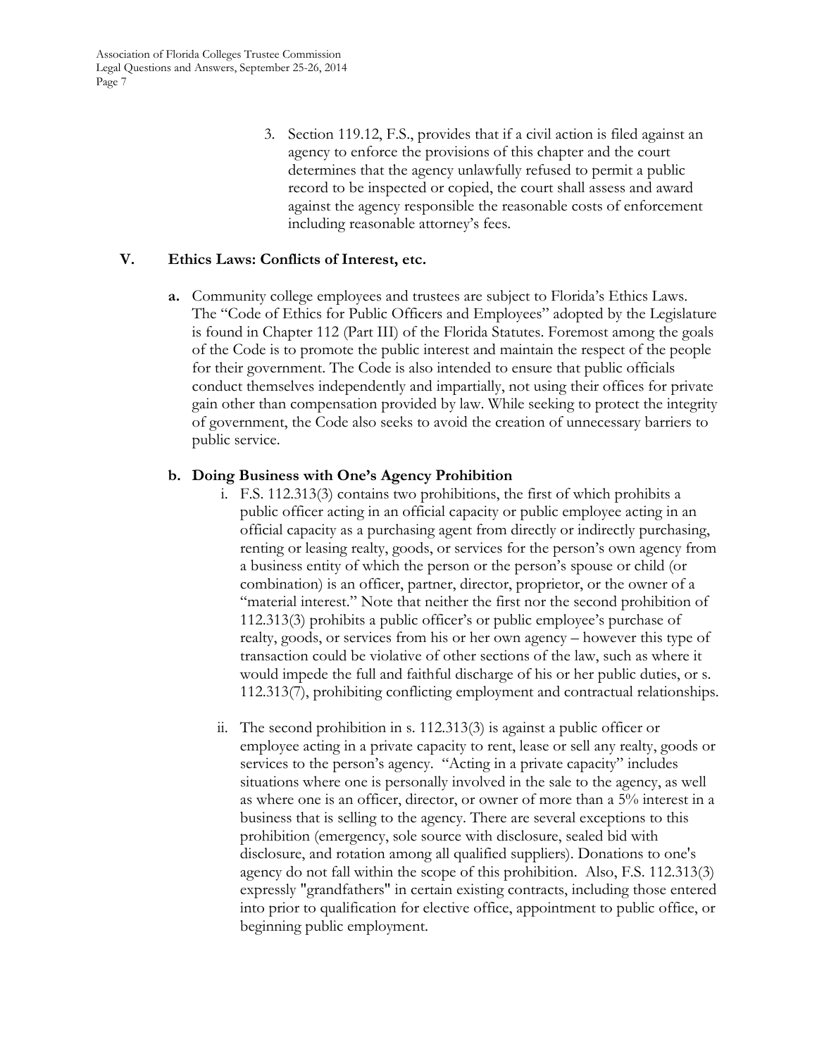3. Section 119.12, F.S., provides that if a civil action is filed against an agency to enforce the provisions of this chapter and the court determines that the agency unlawfully refused to permit a public record to be inspected or copied, the court shall assess and award against the agency responsible the reasonable costs of enforcement including reasonable attorney's fees.

## V. Ethics Laws: Conflicts of Interest, etc.

**a.** Community college employees and trustees are subject to Florida's Ethics Laws. The "Code of Ethics for Public Officers and Employees" adopted by the Legislature is found in Chapter 112 (Part III) of the Florida Statutes. Foremost among the goals of the Code is to promote the public interest and maintain the respect of the people for their government. The Code is also intended to ensure that public officials conduct themselves independently and impartially, not using their offices for private gain other than compensation provided by law. While seeking to protect the integrity of government, the Code also seeks to avoid the creation of unnecessary barriers to public service.

**b. Doing Business with One's Agency Prohibition**

i. F.S. 112.313(3) contains two prohibitions, the first of which prohibits a public officer acting in an official capacity or public employee acting in an official capacity as a purchasing agent from directly or indirectly purchasing, renting or leasing realty, goods, or services for the person's own agency from a business entity of which the person or the person's spouse or child (or combination) is an officer, partner, director, proprietor, or the owner of a "material interest." Note that neither the first nor the second prohibition of 112.313(3) prohibits a public officer's or public employee's purchase of realty, goods, or services from his or her own agency – however this type of transaction could be violative of other sections of the law, such as where it would impede the full and faithful discharge of his or her public duties, or s. 112.313(7), prohibiting conflicting employment and contractual relationships.

ii. The second prohibition in s. 112.313(3) is against a public officer or employee acting in a private capacity to rent, lease or sell any realty, goods or services to the person's agency. "Acting in a private capacity" includes situations where one is personally involved in the sale to the agency, as well as where one is an officer, director, or owner of more than a 5% interest in a business that is selling to the agency. There are several exceptions to this prohibition (emergency, sole source with disclosure, sealed bid with disclosure, and rotation among all qualified suppliers). Donations to one's agency do not fall within the scope of this prohibition. Also, F.S. 112.313(3) expressly "grandfathers" in certain existing contracts, including those entered into prior to qualification for elective office, appointment to public office, or beginning public employment.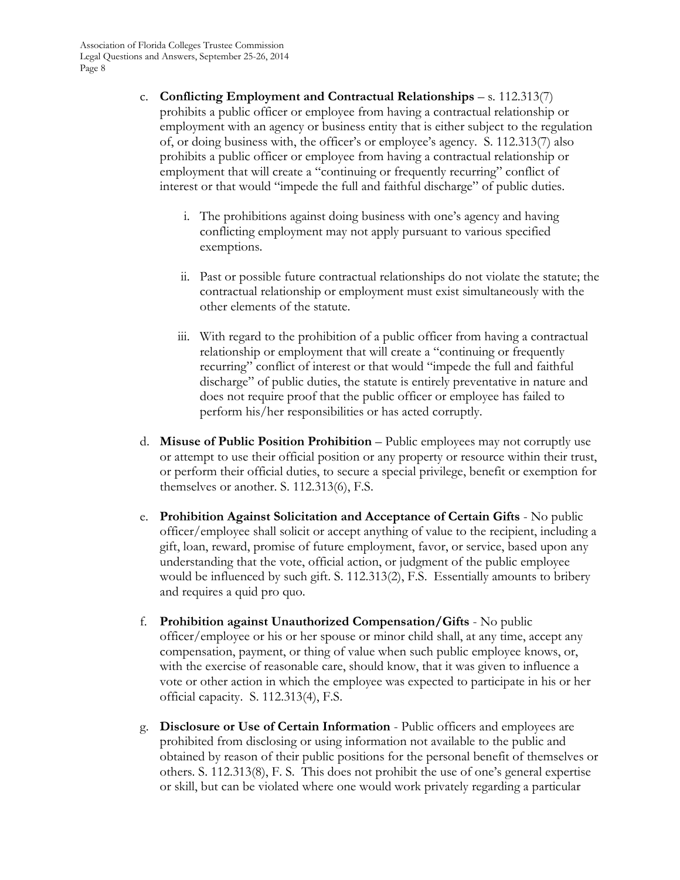c. **Conflicting Employment and Contractual Relationships** – s. 112.313(7) prohibits a public officer or employee from having a contractual relationship or employment with an agency or business entity that is either subject to the regulation of, or doing business with, the officer's or employee's agency. S. 112.313(7) also prohibits a public officer or employee from having a contractual relationship or employment that will create a "continuing or frequently recurring" conflict of interest or that would "impede the full and faithful discharge" of public duties.

   i. The prohibitions against doing business with one's agency and having conflicting employment may not apply pursuant to various specified exemptions.

   ii. Past or possible future contractual relationships do not violate the statute; the contractual relationship or employment must exist simultaneously with the other elements of the statute.

   iii. With regard to the prohibition of a public officer from having a contractual relationship or employment that will create a "continuing or frequently recurring" conflict of interest or that would "impede the full and faithful discharge" of public duties, the statute is entirely preventative in nature and does not require proof that the public officer or employee has failed to perform his/her responsibilities or has acted corruptly.

d. **Misuse of Public Position Prohibition** – Public employees may not corruptly use or attempt to use their official position or any property or resource within their trust, or perform their official duties, to secure a special privilege, benefit or exemption for themselves or another. S. 112.313(6), F.S.

e. **Prohibition Against Solicitation and Acceptance of Certain Gifts** - No public officer/employee shall solicit or accept anything of value to the recipient, including a gift, loan, reward, promise of future employment, favor, or service, based upon any understanding that the vote, official action, or judgment of the public employee would be influenced by such gift. S. 112.313(2), F.S. Essentially amounts to bribery and requires a quid pro quo.

f. **Prohibition against Unauthorized Compensation/Gifts** - No public officer/employee or his or her spouse or minor child shall, at any time, accept any compensation, payment, or thing of value when such public employee knows, or, with the exercise of reasonable care, should know, that it was given to influence a vote or other action in which the employee was expected to participate in his or her official capacity. S. 112.313(4), F.S.

g. **Disclosure or Use of Certain Information** - Public officers and employees are prohibited from disclosing or using information not available to the public and obtained by reason of their public positions for the personal benefit of themselves or others. S. 112.313(8), F. S. This does not prohibit the use of one's general expertise or skill, but can be violated where one would work privately regarding a particular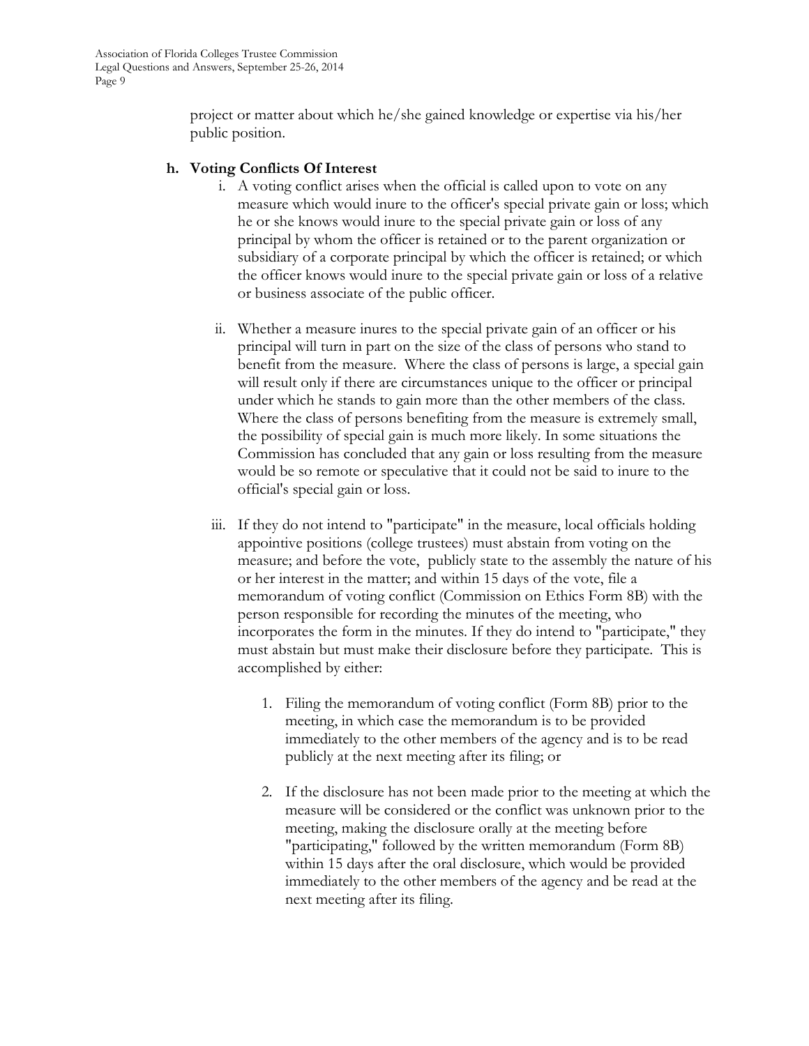project or matter about which he/she gained knowledge or expertise via his/her public position.

**h. Voting Conflicts Of Interest**

i. A voting conflict arises when the official is called upon to vote on any measure which would inure to the officer's special private gain or loss; which he or she knows would inure to the special private gain or loss of any principal by whom the officer is retained or to the parent organization or subsidiary of a corporate principal by which the officer is retained; or which the officer knows would inure to the special private gain or loss of a relative or business associate of the public officer.

ii. Whether a measure inures to the special private gain of an officer or his principal will turn in part on the size of the class of persons who stand to benefit from the measure. Where the class of persons is large, a special gain will result only if there are circumstances unique to the officer or principal under which he stands to gain more than the other members of the class. Where the class of persons benefiting from the measure is extremely small, the possibility of special gain is much more likely. In some situations the Commission has concluded that any gain or loss resulting from the measure would be so remote or speculative that it could not be said to inure to the official's special gain or loss.

iii. If they do not intend to "participate" in the measure, local officials holding appointive positions (college trustees) must abstain from voting on the measure; and before the vote, publicly state to the assembly the nature of his or her interest in the matter; and within 15 days of the vote, file a memorandum of voting conflict (Commission on Ethics Form 8B) with the person responsible for recording the minutes of the meeting, who incorporates the form in the minutes. If they do intend to "participate," they must abstain but must make their disclosure before they participate. This is accomplished by either:

1. Filing the memorandum of voting conflict (Form 8B) prior to the meeting, in which case the memorandum is to be provided immediately to the other members of the agency and is to be read publicly at the next meeting after its filing; or

2. If the disclosure has not been made prior to the meeting at which the measure will be considered or the conflict was unknown prior to the meeting, making the disclosure orally at the meeting before "participating," followed by the written memorandum (Form 8B) within 15 days after the oral disclosure, which would be provided immediately to the other members of the agency and be read at the next meeting after its filing.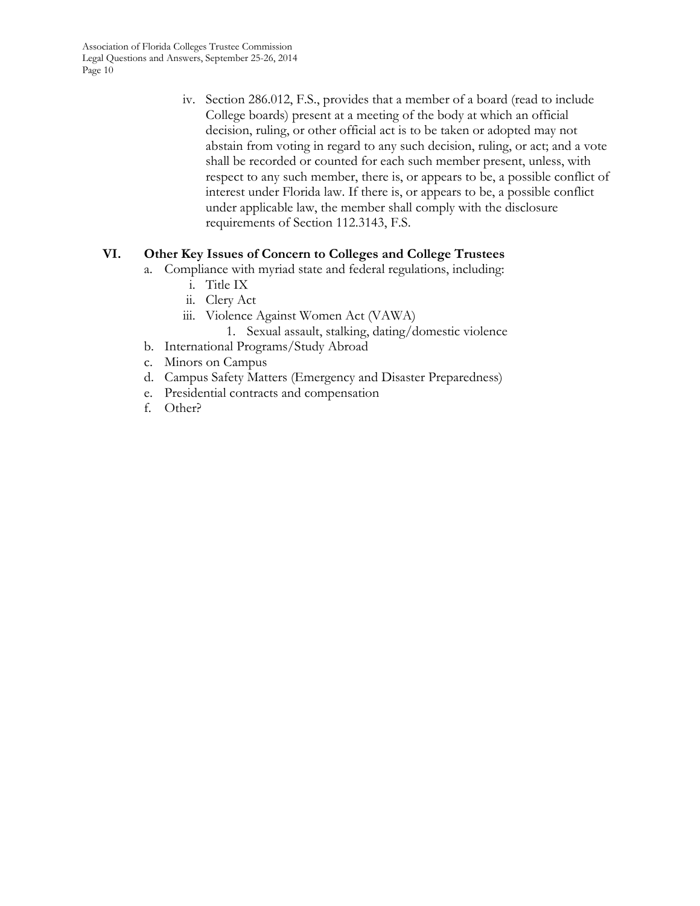iv. Section 286.012, F.S., provides that a member of a board (read to include College boards) present at a meeting of the body at which an official decision, ruling, or other official act is to be taken or adopted may not abstain from voting in regard to any such decision, ruling, or act; and a vote shall be recorded or counted for each such member present, unless, with respect to any such member, there is, or appears to be, a possible conflict of interest under Florida law. If there is, or appears to be, a possible conflict under applicable law, the member shall comply with the disclosure requirements of Section 112.3143, F.S.

## VI. Other Key Issues of Concern to Colleges and College Trustees

a. Compliance with myriad state and federal regulations, including:
   i. Title IX
   ii. Clery Act
   iii. Violence Against Women Act (VAWA)
      1. Sexual assault, stalking, dating/domestic violence

b. International Programs/Study Abroad

c. Minors on Campus

d. Campus Safety Matters (Emergency and Disaster Preparedness)

e. Presidential contracts and compensation

f. Other?